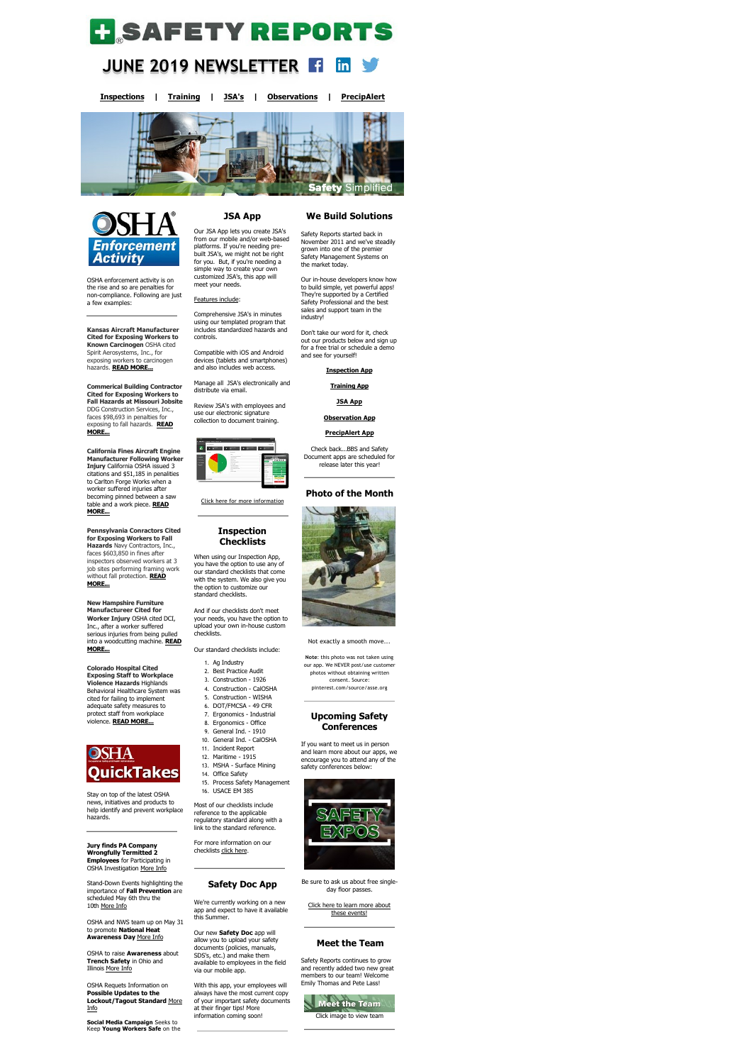# SAFETY REPORTS

## JUNE 2019 NEWSLETTER

**Inspections** | **Training** | **JSA's** | **Observations** | **PrecipAlert**

Safety Simplified

## OSHA Enforcement Activity

OSHA enforcement activity is on the rise and so are penalties for non-compliance. Following are just a few examples:

**Kansas Aircraft Manufacturer Cited for Exposing Workers to Known Carcinogen** OSHA cited Spirit Aerosystems, Inc., for exposing workers to carcinogen hazards. **READ MORE...**

**Commerical Building Contractor Cited for Exposing Workers to Fall Hazards at Missouri Jobsite** DDG Construction Services, Inc., faces $98,693 in penalties for exposing to fall hazards. **READ MORE...**

**California Fines Aircraft Engine Manufacturer Following Worker Injury** California OSHA issued 3 citations and $51,185 in penalties to Carlton Forge Works when a worker suffered injuries after becoming pinned between a saw table and a work piece. **READ MORE...**

**Pennsylvania Conractors Cited for Exposing Workers to Fall Hazards** Navy Contractors, Inc., faces $603,850 in fines after inspectors observed workers at 3 job sites performing framing work without fall protection. **READ MORE...**

**New Hampshire Furniture Manufactureer Cited for Worker Injury** OSHA cited DCI, Inc., after a worker suffered serious injuries from being pulled into a woodcutting machine. **READ MORE...**

**Colorado Hospital Cited Exposing Staff to Workplace Violence Hazards** Highlands Behavioral Healthcare System was cited for failing to implement adequate safety measures to protect staff from workplace violence. **READ MORE...**

## OSHA QuickTakes

Stay on top of the latest OSHA news, initiatives and products to help identify and prevent workplace hazards.

**Jury finds PA Company Wrongfully Termitted 2 Employees** for Participating in OSHA Investigation More Info

Stand-Down Events highlighting the importance of **Fall Prevention** are scheduled May 6th thru the 10th More Info

OSHA and NWS team up on May 31 to promote **National Heat Awareness Day** More Info

OSHA to raise **Awareness** about **Trench Safety** in Ohio and Illinois More Info

OSHA Requests Information on **Possible Updates to the Lockout/Tagout Standard** More Info

**Social Media Campaign** Seeks to Keep **Young Workers Safe** on the

## JSA App

Our JSA App lets you create JSA's from our mobile and/or web-based platforms. If you're needing pre-built JSA's, we might not be right for you. But, if you're needing a simple way to create your own customized JSA's, this app will meet your needs.

Features include:

Comprehensive JSA's in minutes using our templated program that includes standardized hazards and controls.

Compatible with iOS and Android devices (tablets and smartphones) and also includes web access.

Manage all JSA's electronically and distribute via email.

Review JSA's with employees and use our electronic signature collection to document training.

Click here for more information

## Inspection Checklists

When using our Inspection App, you have the option to use any of our standard checklists that come with the system. We also give you the option to customize our standard checklists.

And if our checklists don't meet your needs, you have the option to upload your own in-house custom checklists.

Our standard checklists include:

1. Ag Industry
2. Best Practice Audit
3. Construction - 1926
4. Construction - CalOSHA
5. Construction - WISHA
6. DOT/FMCSA - 49 CFR
7. Ergonomics - Industrial
8. Ergonomics - Office
9. General Ind. - 1910
10. General Ind. - CalOSHA
11. Incident Report
12. Maritime - 1915
13. MSHA - Surface Mining
14. Office Safety
15. Process Safety Management
16. USACE EM 385

Most of our checklists include reference to the applicable regulatory standard along with a link to the standard reference.

For more information on our checklists click here.

## Safety Doc App

We're currently working on a new app and expect to have it available this Summer.

Our new **Safety Doc** app will allow you to upload your safety documents (policies, manuals, SDS's, etc.) and make them available to employees in the field via our mobile app.

With this app, your employees will always have the most current copy of your important safety documents at their finger tips! More information coming soon!

## We Build Solutions

Safety Reports started back in November 2011 and we've steadily grown into one of the premier Safety Management Systems on the market today.

Our in-house developers know how to build simple, yet powerful apps! They're supported by a Certified Safety Professional and the best sales and support team in the industry!

Don't take our word for it, check out our products below and sign up for a free trial or schedule a demo and see for yourself!

**Inspection App**

**Training App**

**JSA App**

**Observation App**

**PrecipAlert App**

Check back...BBS and Safety Document apps are scheduled for release later this year!

## Photo of the Month

Not exactly a smooth move...

**Note**: this photo was not taken using our app. We NEVER post/use customer photos without obtaining written consent. Source: pinterest.com/source/asse.org

## Upcoming Safety Conferences

If you want to meet us in person and learn more about our apps, we encourage you to attend any of the safety conferences below:

Be sure to ask us about free single-day floor passes.

Click here to learn more about these events!

## Meet the Team

Safety Reports continues to grow and recently added two new great members to our team! Welcome Emily Thomas and Pete Lass!

Click image to view team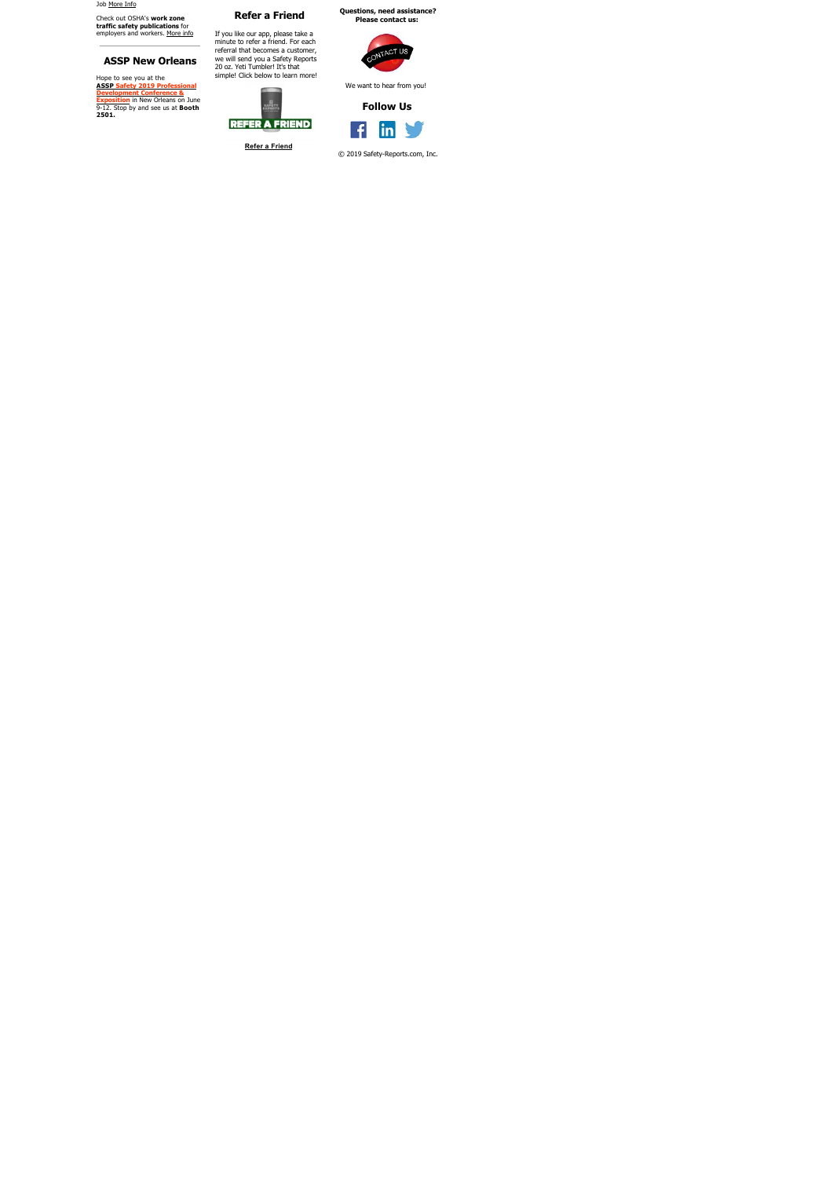Job More Info

Check out OSHA's **work zone traffic safety publications** for employers and workers. More info

## ASSP New Orleans

Hope to see you at the **ASSP Safety 2019 Professional Development Conference & Exposition** in New Orleans on June 9-12. Stop by and see us at **Booth 2501.**

## Refer a Friend

If you like our app, please take a minute to refer a friend. For each referral that becomes a customer, we will send you a Safety Reports 20 oz. Yeti Tumbler! It's that simple! Click below to learn more!

REFER A FRIEND

**Refer a Friend**

**Questions, need assistance? Please contact us:**

CONTACT US

We want to hear from you!

## Follow Us

© 2019 Safety-Reports.com, Inc.